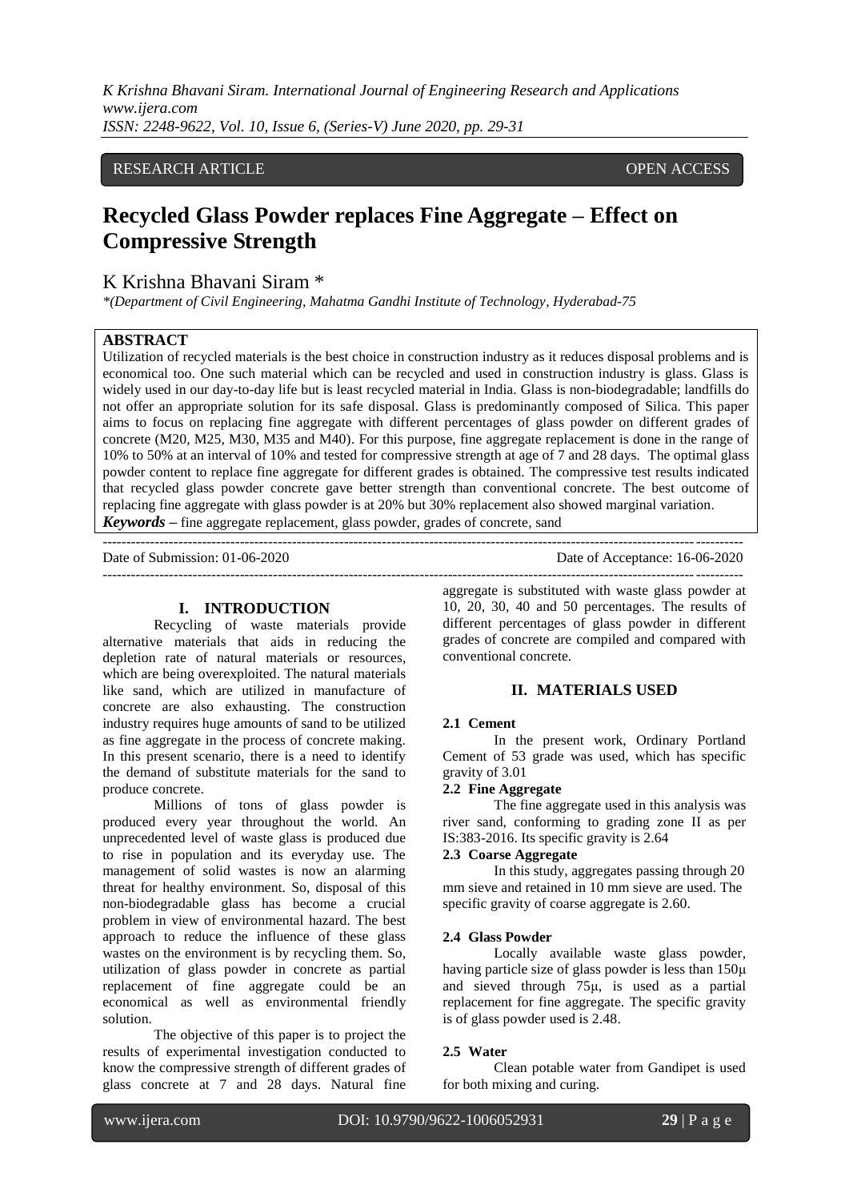RESEARCH ARTICLE OPEN ACCESS

# Recycled Glass Powder replaces Fine Aggregate – Effect on Compressive Strength

K Krishna Bhavani Siram *

*\*(Department of Civil Engineering, Mahatma Gandhi Institute of Technology, Hyderabad-75*

## ABSTRACT

Utilization of recycled materials is the best choice in construction industry as it reduces disposal problems and is economical too. One such material which can be recycled and used in construction industry is glass. Glass is widely used in our day-to-day life but is least recycled material in India. Glass is non-biodegradable; landfills do not offer an appropriate solution for its safe disposal. Glass is predominantly composed of Silica. This paper aims to focus on replacing fine aggregate with different percentages of glass powder on different grades of concrete (M20, M25, M30, M35 and M40). For this purpose, fine aggregate replacement is done in the range of 10% to 50% at an interval of 10% and tested for compressive strength at age of 7 and 28 days. The optimal glass powder content to replace fine aggregate for different grades is obtained. The compressive test results indicated that recycled glass powder concrete gave better strength than conventional concrete. The best outcome of replacing fine aggregate with glass powder is at 20% but 30% replacement also showed marginal variation.

***Keywords*** – fine aggregate replacement, glass powder, grades of concrete, sand

Date of Submission: 01-06-2020 Date of Acceptance: 16-06-2020

## I. INTRODUCTION

Recycling of waste materials provide alternative materials that aids in reducing the depletion rate of natural materials or resources, which are being overexploited. The natural materials like sand, which are utilized in manufacture of concrete are also exhausting. The construction industry requires huge amounts of sand to be utilized as fine aggregate in the process of concrete making. In this present scenario, there is a need to identify the demand of substitute materials for the sand to produce concrete.

Millions of tons of glass powder is produced every year throughout the world. An unprecedented level of waste glass is produced due to rise in population and its everyday use. The management of solid wastes is now an alarming threat for healthy environment. So, disposal of this non-biodegradable glass has become a crucial problem in view of environmental hazard. The best approach to reduce the influence of these glass wastes on the environment is by recycling them. So, utilization of glass powder in concrete as partial replacement of fine aggregate could be an economical as well as environmental friendly solution.

The objective of this paper is to project the results of experimental investigation conducted to know the compressive strength of different grades of glass concrete at 7 and 28 days. Natural fine aggregate is substituted with waste glass powder at 10, 20, 30, 40 and 50 percentages. The results of different percentages of glass powder in different grades of concrete are compiled and compared with conventional concrete.

## II. MATERIALS USED

### 2.1 Cement

In the present work, Ordinary Portland Cement of 53 grade was used, which has specific gravity of 3.01

### 2.2 Fine Aggregate

The fine aggregate used in this analysis was river sand, conforming to grading zone II as per IS:383-2016. Its specific gravity is 2.64

### 2.3 Coarse Aggregate

In this study, aggregates passing through 20 mm sieve and retained in 10 mm sieve are used. The specific gravity of coarse aggregate is 2.60.

### 2.4 Glass Powder

Locally available waste glass powder, having particle size of glass powder is less than 150μ and sieved through 75μ, is used as a partial replacement for fine aggregate. The specific gravity is of glass powder used is 2.48.

### 2.5 Water

Clean potable water from Gandipet is used for both mixing and curing.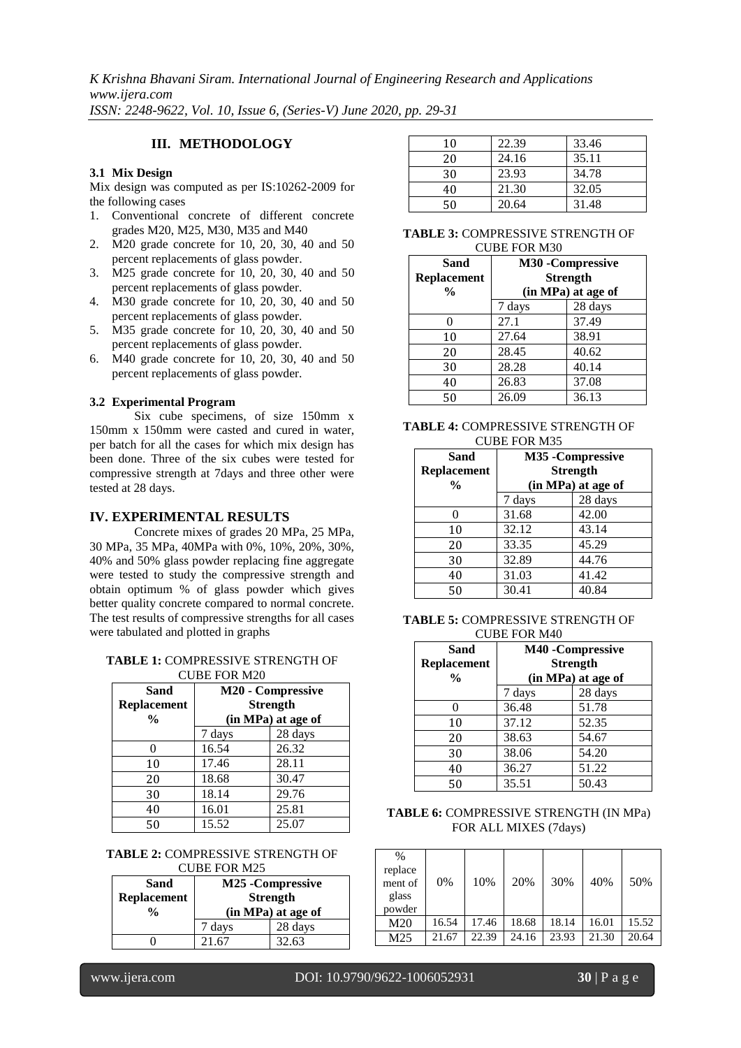## III. METHODOLOGY

### 3.1 Mix Design

Mix design was computed as per IS:10262-2009 for the following cases

1. Conventional concrete of different concrete grades M20, M25, M30, M35 and M40
2. M20 grade concrete for 10, 20, 30, 40 and 50 percent replacements of glass powder.
3. M25 grade concrete for 10, 20, 30, 40 and 50 percent replacements of glass powder.
4. M30 grade concrete for 10, 20, 30, 40 and 50 percent replacements of glass powder.
5. M35 grade concrete for 10, 20, 30, 40 and 50 percent replacements of glass powder.
6. M40 grade concrete for 10, 20, 30, 40 and 50 percent replacements of glass powder.

### 3.2 Experimental Program

Six cube specimens, of size 150mm x 150mm x 150mm were casted and cured in water, per batch for all the cases for which mix design has been done. Three of the six cubes were tested for compressive strength at 7days and three other were tested at 28 days.

## IV. EXPERIMENTAL RESULTS

Concrete mixes of grades 20 MPa, 25 MPa, 30 MPa, 35 MPa, 40MPa with 0%, 10%, 20%, 30%, 40% and 50% glass powder replacing fine aggregate were tested to study the compressive strength and obtain optimum % of glass powder which gives better quality concrete compared to normal concrete. The test results of compressive strengths for all cases were tabulated and plotted in graphs

**TABLE 1:** COMPRESSIVE STRENGTH OF CUBE FOR M20

| **Sand Replacement %** | **M20 - Compressive Strength (in MPa) at age of** | |
|---|---|---|
| | 7 days | 28 days |
| 0 | 16.54 | 26.32 |
| 10 | 17.46 | 28.11 |
| 20 | 18.68 | 30.47 |
| 30 | 18.14 | 29.76 |
| 40 | 16.01 | 25.81 |
| 50 | 15.52 | 25.07 |

**TABLE 2:** COMPRESSIVE STRENGTH OF CUBE FOR M25

| **Sand Replacement %** | **M25 -Compressive Strength (in MPa) at age of** | |
|---|---|---|
| | 7 days | 28 days |
| 0 | 21.67 | 32.63 |
| 10 | 22.39 | 33.46 |
| 20 | 24.16 | 35.11 |
| 30 | 23.93 | 34.78 |
| 40 | 21.30 | 32.05 |
| 50 | 20.64 | 31.48 |

**TABLE 3:** COMPRESSIVE STRENGTH OF CUBE FOR M30

| **Sand Replacement %** | **M30 -Compressive Strength (in MPa) at age of** | |
|---|---|---|
| | 7 days | 28 days |
| 0 | 27.1 | 37.49 |
| 10 | 27.64 | 38.91 |
| 20 | 28.45 | 40.62 |
| 30 | 28.28 | 40.14 |
| 40 | 26.83 | 37.08 |
| 50 | 26.09 | 36.13 |

**TABLE 4:** COMPRESSIVE STRENGTH OF CUBE FOR M35

| **Sand Replacement %** | **M35 -Compressive Strength (in MPa) at age of** | |
|---|---|---|
| | 7 days | 28 days |
| 0 | 31.68 | 42.00 |
| 10 | 32.12 | 43.14 |
| 20 | 33.35 | 45.29 |
| 30 | 32.89 | 44.76 |
| 40 | 31.03 | 41.42 |
| 50 | 30.41 | 40.84 |

**TABLE 5:** COMPRESSIVE STRENGTH OF CUBE FOR M40

| **Sand Replacement %** | **M40 -Compressive Strength (in MPa) at age of** | |
|---|---|---|
| | 7 days | 28 days |
| 0 | 36.48 | 51.78 |
| 10 | 37.12 | 52.35 |
| 20 | 38.63 | 54.67 |
| 30 | 38.06 | 54.20 |
| 40 | 36.27 | 51.22 |
| 50 | 35.51 | 50.43 |

**TABLE 6:** COMPRESSIVE STRENGTH (IN MPa) FOR ALL MIXES (7days)

| % replacement of glass powder | 0% | 10% | 20% | 30% | 40% | 50% |
|---|---|---|---|---|---|---|
| M20 | 16.54 | 17.46 | 18.68 | 18.14 | 16.01 | 15.52 |
| M25 | 21.67 | 22.39 | 24.16 | 23.93 | 21.30 | 20.64 |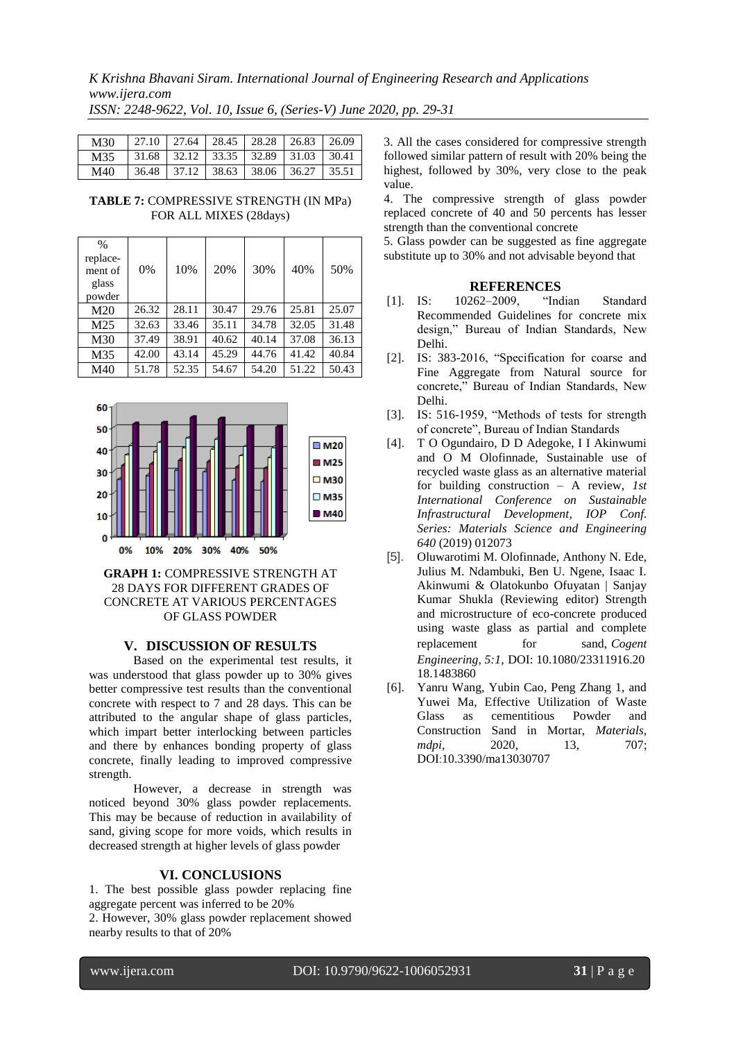| | | | | | | |
|---|---|---|---|---|---|---|
| M30 | 27.10 | 27.64 | 28.45 | 28.28 | 26.83 | 26.09 |
| M35 | 31.68 | 32.12 | 33.35 | 32.89 | 31.03 | 30.41 |
| M40 | 36.48 | 37.12 | 38.63 | 38.06 | 36.27 | 35.51 |

**TABLE 7:** COMPRESSIVE STRENGTH (IN MPa) FOR ALL MIXES (28days)

| % replace-ment of glass powder | 0% | 10% | 20% | 30% | 40% | 50% |
|---|---|---|---|---|---|---|
| M20 | 26.32 | 28.11 | 30.47 | 29.76 | 25.81 | 25.07 |
| M25 | 32.63 | 33.46 | 35.11 | 34.78 | 32.05 | 31.48 |
| M30 | 37.49 | 38.91 | 40.62 | 40.14 | 37.08 | 36.13 |
| M35 | 42.00 | 43.14 | 45.29 | 44.76 | 41.42 | 40.84 |
| M40 | 51.78 | 52.35 | 54.67 | 54.20 | 51.22 | 50.43 |

60
50
40
30
20
10
0
0% 10% 20% 30% 40% 50%
M20
M25
M30
M35
M40

**GRAPH 1:** COMPRESSIVE STRENGTH AT 28 DAYS FOR DIFFERENT GRADES OF CONCRETE AT VARIOUS PERCENTAGES OF GLASS POWDER

## V. DISCUSSION OF RESULTS

Based on the experimental test results, it was understood that glass powder up to 30% gives better compressive test results than the conventional concrete with respect to 7 and 28 days. This can be attributed to the angular shape of glass particles, which impart better interlocking between particles and there by enhances bonding property of glass concrete, finally leading to improved compressive strength.

However, a decrease in strength was noticed beyond 30% glass powder replacements. This may be because of reduction in availability of sand, giving scope for more voids, which results in decreased strength at higher levels of glass powder

## VI. CONCLUSIONS

1. The best possible glass powder replacing fine aggregate percent was inferred to be 20%
2. However, 30% glass powder replacement showed nearby results to that of 20%
3. All the cases considered for compressive strength followed similar pattern of result with 20% being the highest, followed by 30%, very close to the peak value.
4. The compressive strength of glass powder replaced concrete of 40 and 50 percents has lesser strength than the conventional concrete
5. Glass powder can be suggested as fine aggregate substitute up to 30% and not advisable beyond that

## REFERENCES

[1]. IS: 10262–2009, "Indian Standard Recommended Guidelines for concrete mix design," Bureau of Indian Standards, New Delhi.

[2]. IS: 383-2016, "Specification for coarse and Fine Aggregate from Natural source for concrete," Bureau of Indian Standards, New Delhi.

[3]. IS: 516-1959, "Methods of tests for strength of concrete", Bureau of Indian Standards

[4]. T O Ogundairo, D D Adegoke, I I Akinwumi and O M Olofinnade, Sustainable use of recycled waste glass as an alternative material for building construction – A review, *1st International Conference on Sustainable Infrastructural Development, IOP Conf. Series: Materials Science and Engineering 640* (2019) 012073

[5]. Oluwarotimi M. Olofinnade, Anthony N. Ede, Julius M. Ndambuki, Ben U. Ngene, Isaac I. Akinwumi & Olatokunbo Ofuyatan | Sanjay Kumar Shukla (Reviewing editor) Strength and microstructure of eco-concrete produced using waste glass as partial and complete replacement for sand, *Cogent Engineering, 5:1*, DOI: 10.1080/23311916.2018.1483860

[6]. Yanru Wang, Yubin Cao, Peng Zhang 1, and Yuwei Ma, Effective Utilization of Waste Glass as cementitious Powder and Construction Sand in Mortar, *Materials, mdpi*, 2020, 13, 707; DOI:10.3390/ma13030707